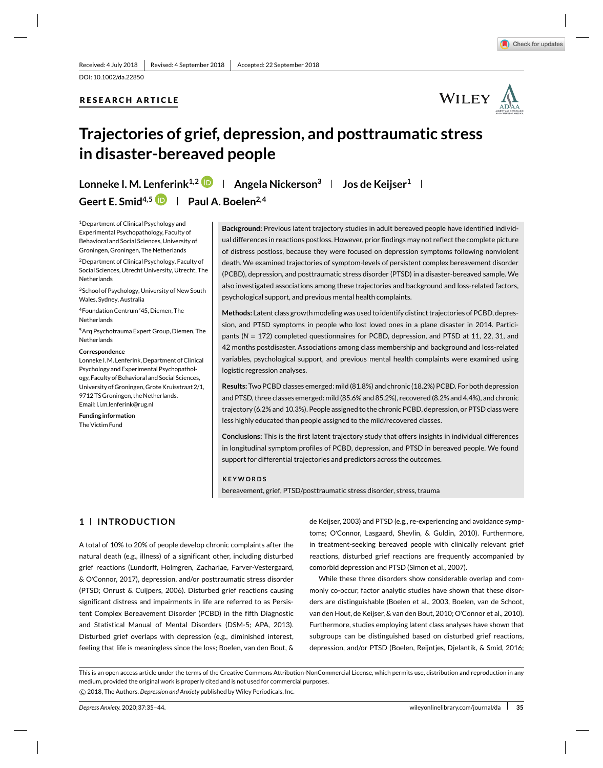Received: 4 July 2018 | Revised: 4 September 2018 | Accepted: 22 September 2018

DOI: 10.1002/da.22850

**RESEARCH ARTICLE**

# Trajectories of grief, depression, and posttraumatic stress in disaster-bereaved people

**Lonneke I. M. Lenferink[1,2] | Angela Nickerson[3] | Jos de Keijser[1] | Geert E. Smid[4,5] | Paul A. Boelen[2,4]**

[1]Department of Clinical Psychology and Experimental Psychopathology, Faculty of Behavioral and Social Sciences, University of Groningen, Groningen, The Netherlands

[2]Department of Clinical Psychology, Faculty of Social Sciences, Utrecht University, Utrecht, The Netherlands

[3]School of Psychology, University of New South Wales, Sydney, Australia

[4]Foundation Centrum '45, Diemen, The Netherlands

[5]Arq Psychotrauma Expert Group, Diemen, The Netherlands

**Correspondence**
Lonneke I. M. Lenferink, Department of Clinical Psychology and Experimental Psychopathology, Faculty of Behavioral and Social Sciences, University of Groningen, Grote Kruisstraat 2/1, 9712 TS Groningen, the Netherlands.
Email: l.i.m.lenferink@rug.nl

**Funding information**
The Victim Fund

**Background:** Previous latent trajectory studies in adult bereaved people have identified individual differences in reactions postloss. However, prior findings may not reflect the complete picture of distress postloss, because they were focused on depression symptoms following nonviolent death. We examined trajectories of symptom-levels of persistent complex bereavement disorder (PCBD), depression, and posttraumatic stress disorder (PTSD) in a disaster-bereaved sample. We also investigated associations among these trajectories and background and loss-related factors, psychological support, and previous mental health complaints.

**Methods:** Latent class growth modeling was used to identify distinct trajectories of PCBD, depression, and PTSD symptoms in people who lost loved ones in a plane disaster in 2014. Participants ($N = 172$) completed questionnaires for PCBD, depression, and PTSD at 11, 22, 31, and 42 months postdisaster. Associations among class membership and background and loss-related variables, psychological support, and previous mental health complaints were examined using logistic regression analyses.

**Results:** Two PCBD classes emerged: mild (81.8%) and chronic (18.2%) PCBD. For both depression and PTSD, three classes emerged: mild (85.6% and 85.2%), recovered (8.2% and 4.4%), and chronic trajectory (6.2% and 10.3%). People assigned to the chronic PCBD, depression, or PTSD class were less highly educated than people assigned to the mild/recovered classes.

**Conclusions:** This is the first latent trajectory study that offers insights in individual differences in longitudinal symptom profiles of PCBD, depression, and PTSD in bereaved people. We found support for differential trajectories and predictors across the outcomes.

**KEYWORDS**
bereavement, grief, PTSD/posttraumatic stress disorder, stress, trauma

## 1 | INTRODUCTION

A total of 10% to 20% of people develop chronic complaints after the natural death (e.g., illness) of a significant other, including disturbed grief reactions (Lundorff, Holmgren, Zachariae, Farver-Vestergaard, & O'Connor, 2017), depression, and/or posttraumatic stress disorder (PTSD; Onrust & Cuijpers, 2006). Disturbed grief reactions causing significant distress and impairments in life are referred to as Persistent Complex Bereavement Disorder (PCBD) in the fifth Diagnostic and Statistical Manual of Mental Disorders (DSM-5; APA, 2013). Disturbed grief overlaps with depression (e.g., diminished interest, feeling that life is meaningless since the loss; Boelen, van den Bout, & de Keijser, 2003) and PTSD (e.g., re-experiencing and avoidance symptoms; O'Connor, Lasgaard, Shevlin, & Guldin, 2010). Furthermore, in treatment-seeking bereaved people with clinically relevant grief reactions, disturbed grief reactions are frequently accompanied by comorbid depression and PTSD (Simon et al., 2007).

While these three disorders show considerable overlap and commonly co-occur, factor analytic studies have shown that these disorders are distinguishable (Boelen et al., 2003, Boelen, van de Schoot, van den Hout, de Keijser, & van den Bout, 2010; O'Connor et al., 2010). Furthermore, studies employing latent class analyses have shown that subgroups can be distinguished based on disturbed grief reactions, depression, and/or PTSD (Boelen, Reijntjes, Djelantik, & Smid, 2016;

This is an open access article under the terms of the Creative Commons Attribution-NonCommercial License, which permits use, distribution and reproduction in any medium, provided the original work is properly cited and is not used for commercial purposes.
© 2018, The Authors. *Depression and Anxiety* published by Wiley Periodicals, Inc.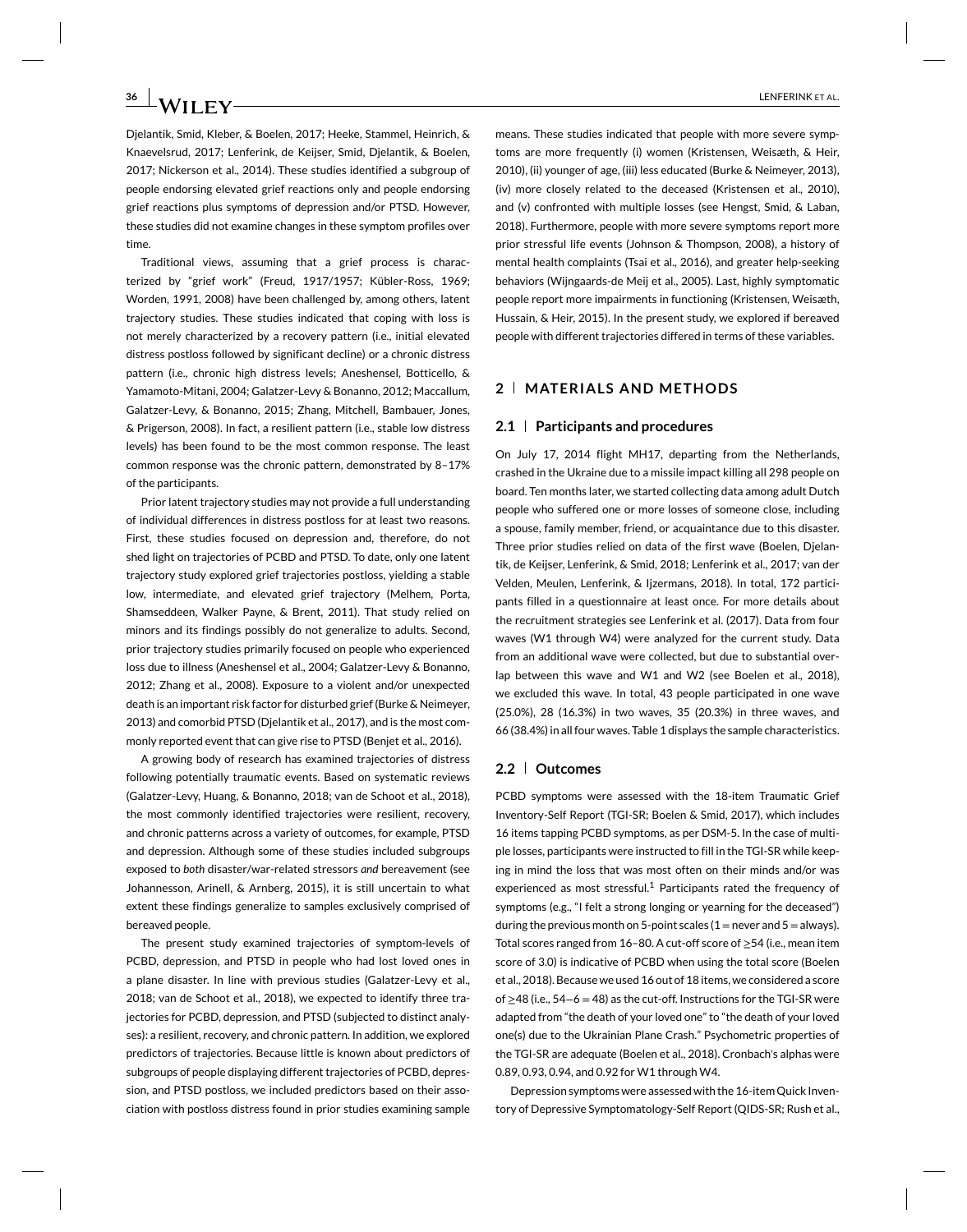Djelantik, Smid, Kleber, & Boelen, 2017; Heeke, Stammel, Heinrich, & Knaevelsrud, 2017; Lenferink, de Keijser, Smid, Djelantik, & Boelen, 2017; Nickerson et al., 2014). These studies identified a subgroup of people endorsing elevated grief reactions only and people endorsing grief reactions plus symptoms of depression and/or PTSD. However, these studies did not examine changes in these symptom profiles over time.

Traditional views, assuming that a grief process is characterized by "grief work" (Freud, 1917/1957; Kübler-Ross, 1969; Worden, 1991, 2008) have been challenged by, among others, latent trajectory studies. These studies indicated that coping with loss is not merely characterized by a recovery pattern (i.e., initial elevated distress postloss followed by significant decline) or a chronic distress pattern (i.e., chronic high distress levels; Aneshensel, Botticello, & Yamamoto-Mitani, 2004; Galatzer-Levy & Bonanno, 2012; Maccallum, Galatzer-Levy, & Bonanno, 2015; Zhang, Mitchell, Bambauer, Jones, & Prigerson, 2008). In fact, a resilient pattern (i.e., stable low distress levels) has been found to be the most common response. The least common response was the chronic pattern, demonstrated by 8–17% of the participants.

Prior latent trajectory studies may not provide a full understanding of individual differences in distress postloss for at least two reasons. First, these studies focused on depression and, therefore, do not shed light on trajectories of PCBD and PTSD. To date, only one latent trajectory study explored grief trajectories postloss, yielding a stable low, intermediate, and elevated grief trajectory (Melhem, Porta, Shamseddeen, Walker Payne, & Brent, 2011). That study relied on minors and its findings possibly do not generalize to adults. Second, prior trajectory studies primarily focused on people who experienced loss due to illness (Aneshensel et al., 2004; Galatzer-Levy & Bonanno, 2012; Zhang et al., 2008). Exposure to a violent and/or unexpected death is an important risk factor for disturbed grief (Burke & Neimeyer, 2013) and comorbid PTSD (Djelantik et al., 2017), and is the most commonly reported event that can give rise to PTSD (Benjet et al., 2016).

A growing body of research has examined trajectories of distress following potentially traumatic events. Based on systematic reviews (Galatzer-Levy, Huang, & Bonanno, 2018; van de Schoot et al., 2018), the most commonly identified trajectories were resilient, recovery, and chronic patterns across a variety of outcomes, for example, PTSD and depression. Although some of these studies included subgroups exposed to *both* disaster/war-related stressors *and* bereavement (see Johannesson, Arinell, & Arnberg, 2015), it is still uncertain to what extent these findings generalize to samples exclusively comprised of bereaved people.

The present study examined trajectories of symptom-levels of PCBD, depression, and PTSD in people who had lost loved ones in a plane disaster. In line with previous studies (Galatzer-Levy et al., 2018; van de Schoot et al., 2018), we expected to identify three trajectories for PCBD, depression, and PTSD (subjected to distinct analyses): a resilient, recovery, and chronic pattern. In addition, we explored predictors of trajectories. Because little is known about predictors of subgroups of people displaying different trajectories of PCBD, depression, and PTSD postloss, we included predictors based on their association with postloss distress found in prior studies examining sample means. These studies indicated that people with more severe symptoms are more frequently (i) women (Kristensen, Weisæth, & Heir, 2010), (ii) younger of age, (iii) less educated (Burke & Neimeyer, 2013), (iv) more closely related to the deceased (Kristensen et al., 2010), and (v) confronted with multiple losses (see Hengst, Smid, & Laban, 2018). Furthermore, people with more severe symptoms report more prior stressful life events (Johnson & Thompson, 2008), a history of mental health complaints (Tsai et al., 2016), and greater help-seeking behaviors (Wijngaards-de Meij et al., 2005). Last, highly symptomatic people report more impairments in functioning (Kristensen, Weisæth, Hussain, & Heir, 2015). In the present study, we explored if bereaved people with different trajectories differed in terms of these variables.

## 2 | MATERIALS AND METHODS

### 2.1 | Participants and procedures

On July 17, 2014 flight MH17, departing from the Netherlands, crashed in the Ukraine due to a missile impact killing all 298 people on board. Ten months later, we started collecting data among adult Dutch people who suffered one or more losses of someone close, including a spouse, family member, friend, or acquaintance due to this disaster. Three prior studies relied on data of the first wave (Boelen, Djelantik, de Keijser, Lenferink, & Smid, 2018; Lenferink et al., 2017; van der Velden, Meulen, Lenferink, & Ijzermans, 2018). In total, 172 participants filled in a questionnaire at least once. For more details about the recruitment strategies see Lenferink et al. (2017). Data from four waves (W1 through W4) were analyzed for the current study. Data from an additional wave were collected, but due to substantial overlap between this wave and W1 and W2 (see Boelen et al., 2018), we excluded this wave. In total, 43 people participated in one wave (25.0%), 28 (16.3%) in two waves, 35 (20.3%) in three waves, and 66 (38.4%) in all four waves. Table 1 displays the sample characteristics.

### 2.2 | Outcomes

PCBD symptoms were assessed with the 18-item Traumatic Grief Inventory-Self Report (TGI-SR; Boelen & Smid, 2017), which includes 16 items tapping PCBD symptoms, as per DSM-5. In the case of multiple losses, participants were instructed to fill in the TGI-SR while keeping in mind the loss that was most often on their minds and/or was experienced as most stressful.[1] Participants rated the frequency of symptoms (e.g., "I felt a strong longing or yearning for the deceased") during the previous month on 5-point scales (1 = never and 5 = always). Total scores ranged from 16–80. A cut-off score of ≥54 (i.e., mean item score of 3.0) is indicative of PCBD when using the total score (Boelen et al., 2018). Because we used 16 out of 18 items, we considered a score of ≥48 (i.e., 54−6 = 48) as the cut-off. Instructions for the TGI-SR were adapted from "the death of your loved one" to "the death of your loved one(s) due to the Ukrainian Plane Crash." Psychometric properties of the TGI-SR are adequate (Boelen et al., 2018). Cronbach's alphas were 0.89, 0.93, 0.94, and 0.92 for W1 through W4.

Depression symptoms were assessed with the 16-item Quick Inventory of Depressive Symptomatology-Self Report (QIDS-SR; Rush et al.,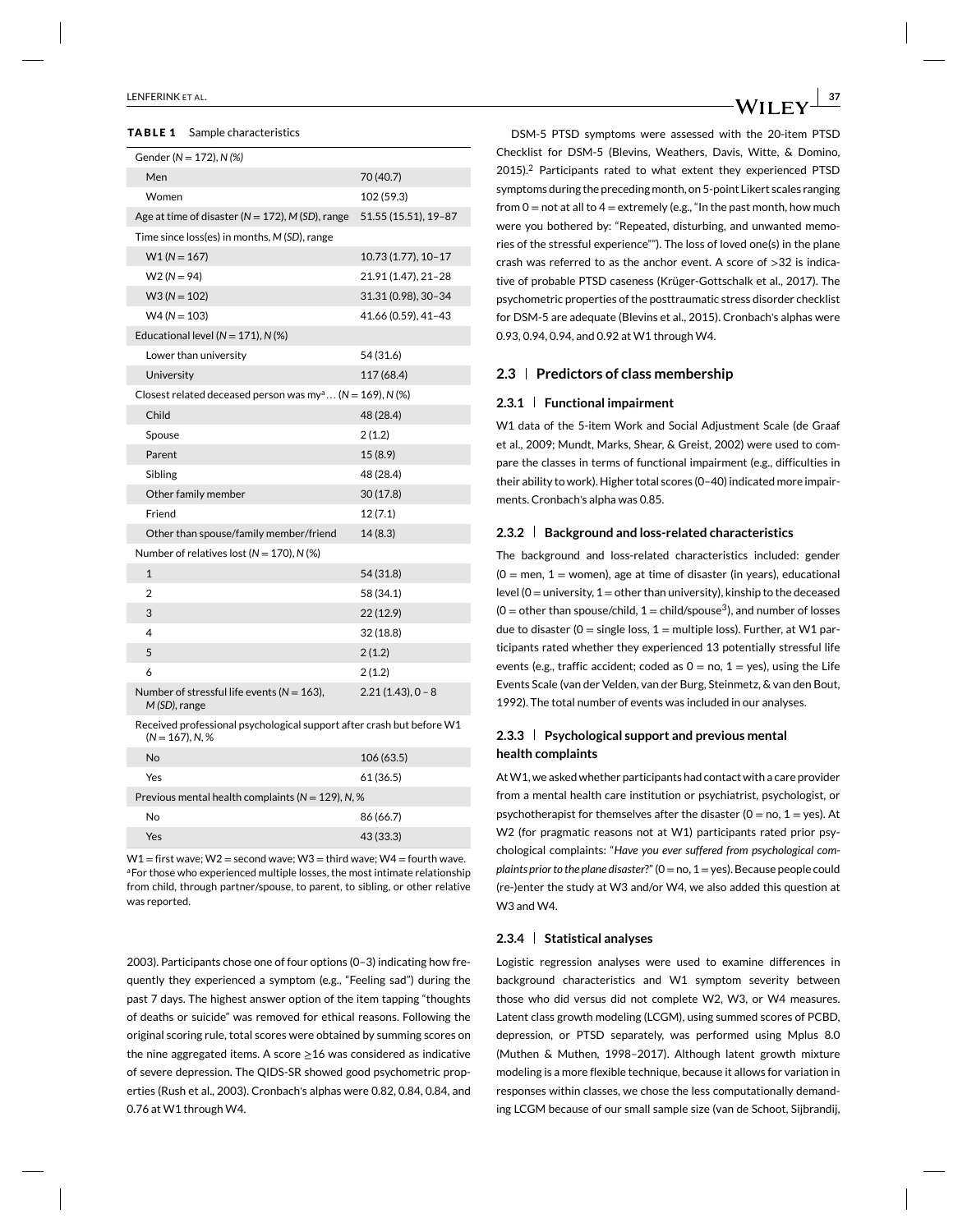**TABLE 1** Sample characteristics

| | |
|---|---|
| Gender (*N* = 172), *N (%)* | |
| Men | 70 (40.7) |
| Women | 102 (59.3) |
| Age at time of disaster (*N* = 172), *M* (*SD*), range | 51.55 (15.51), 19–87 |
| Time since loss(es) in months, *M* (*SD*), range | |
| W1 (*N* = 167) | 10.73 (1.77), 10–17 |
| W2 (*N* = 94) | 21.91 (1.47), 21–28 |
| W3 (*N* = 102) | 31.31 (0.98), 30–34 |
| W4 (*N* = 103) | 41.66 (0.59), 41–43 |
| Educational level (*N* = 171), *N* (%) | |
| Lower than university | 54 (31.6) |
| University | 117 (68.4) |
| Closest related deceased person was my[a] … (*N* = 169), *N* (%) | |
| Child | 48 (28.4) |
| Spouse | 2 (1.2) |
| Parent | 15 (8.9) |
| Sibling | 48 (28.4) |
| Other family member | 30 (17.8) |
| Friend | 12 (7.1) |
| Other than spouse/family member/friend | 14 (8.3) |
| Number of relatives lost (*N* = 170), *N* (%) | |
| 1 | 54 (31.8) |
| 2 | 58 (34.1) |
| 3 | 22 (12.9) |
| 4 | 32 (18.8) |
| 5 | 2 (1.2) |
| 6 | 2 (1.2) |
| Number of stressful life events (*N* = 163), *M (SD)*, range | 2.21 (1.43), 0 – 8 |
| Received professional psychological support after crash but before W1 (*N* = 167), *N*, % | |
| No | 106 (63.5) |
| Yes | 61 (36.5) |
| Previous mental health complaints (*N* = 129), *N*, % | |
| No | 86 (66.7) |
| Yes | 43 (33.3) |

W1 = first wave; W2 = second wave; W3 = third wave; W4 = fourth wave.
[a]For those who experienced multiple losses, the most intimate relationship from child, through partner/spouse, to parent, to sibling, or other relative was reported.

2003). Participants chose one of four options (0–3) indicating how frequently they experienced a symptom (e.g., "Feeling sad") during the past 7 days. The highest answer option of the item tapping "thoughts of deaths or suicide" was removed for ethical reasons. Following the original scoring rule, total scores were obtained by summing scores on the nine aggregated items. A score ≥16 was considered as indicative of severe depression. The QIDS-SR showed good psychometric properties (Rush et al., 2003). Cronbach's alphas were 0.82, 0.84, 0.84, and 0.76 at W1 through W4.

DSM-5 PTSD symptoms were assessed with the 20-item PTSD Checklist for DSM-5 (Blevins, Weathers, Davis, Witte, & Domino, 2015).[2] Participants rated to what extent they experienced PTSD symptoms during the preceding month, on 5-point Likert scales ranging from 0 = not at all to 4 = extremely (e.g., "In the past month, how much were you bothered by: "Repeated, disturbing, and unwanted memories of the stressful experience""). The loss of loved one(s) in the plane crash was referred to as the anchor event. A score of >32 is indicative of probable PTSD caseness (Krüger-Gottschalk et al., 2017). The psychometric properties of the posttraumatic stress disorder checklist for DSM-5 are adequate (Blevins et al., 2015). Cronbach's alphas were 0.93, 0.94, 0.94, and 0.92 at W1 through W4.

## 2.3 | Predictors of class membership

### 2.3.1 | Functional impairment

W1 data of the 5-item Work and Social Adjustment Scale (de Graaf et al., 2009; Mundt, Marks, Shear, & Greist, 2002) were used to compare the classes in terms of functional impairment (e.g., difficulties in their ability to work). Higher total scores (0–40) indicated more impairments. Cronbach's alpha was 0.85.

### 2.3.2 | Background and loss-related characteristics

The background and loss-related characteristics included: gender (0 = men, 1 = women), age at time of disaster (in years), educational level (0 = university, 1 = other than university), kinship to the deceased (0 = other than spouse/child, 1 = child/spouse[3]), and number of losses due to disaster (0 = single loss, 1 = multiple loss). Further, at W1 participants rated whether they experienced 13 potentially stressful life events (e.g., traffic accident; coded as 0 = no, 1 = yes), using the Life Events Scale (van der Velden, van der Burg, Steinmetz, & van den Bout, 1992). The total number of events was included in our analyses.

### 2.3.3 | Psychological support and previous mental health complaints

At W1, we asked whether participants had contact with a care provider from a mental health care institution or psychiatrist, psychologist, or psychotherapist for themselves after the disaster (0 = no, 1 = yes). At W2 (for pragmatic reasons not at W1) participants rated prior psychological complaints: "*Have you ever suffered from psychological complaints prior to the plane disaster?*" (0 = no, 1 = yes). Because people could (re-)enter the study at W3 and/or W4, we also added this question at W3 and W4.

### 2.3.4 | Statistical analyses

Logistic regression analyses were used to examine differences in background characteristics and W1 symptom severity between those who did versus did not complete W2, W3, or W4 measures. Latent class growth modeling (LCGM), using summed scores of PCBD, depression, or PTSD separately, was performed using Mplus 8.0 (Muthen & Muthen, 1998–2017). Although latent growth mixture modeling is a more flexible technique, because it allows for variation in responses within classes, we chose the less computationally demanding LCGM because of our small sample size (van de Schoot, Sijbrandij,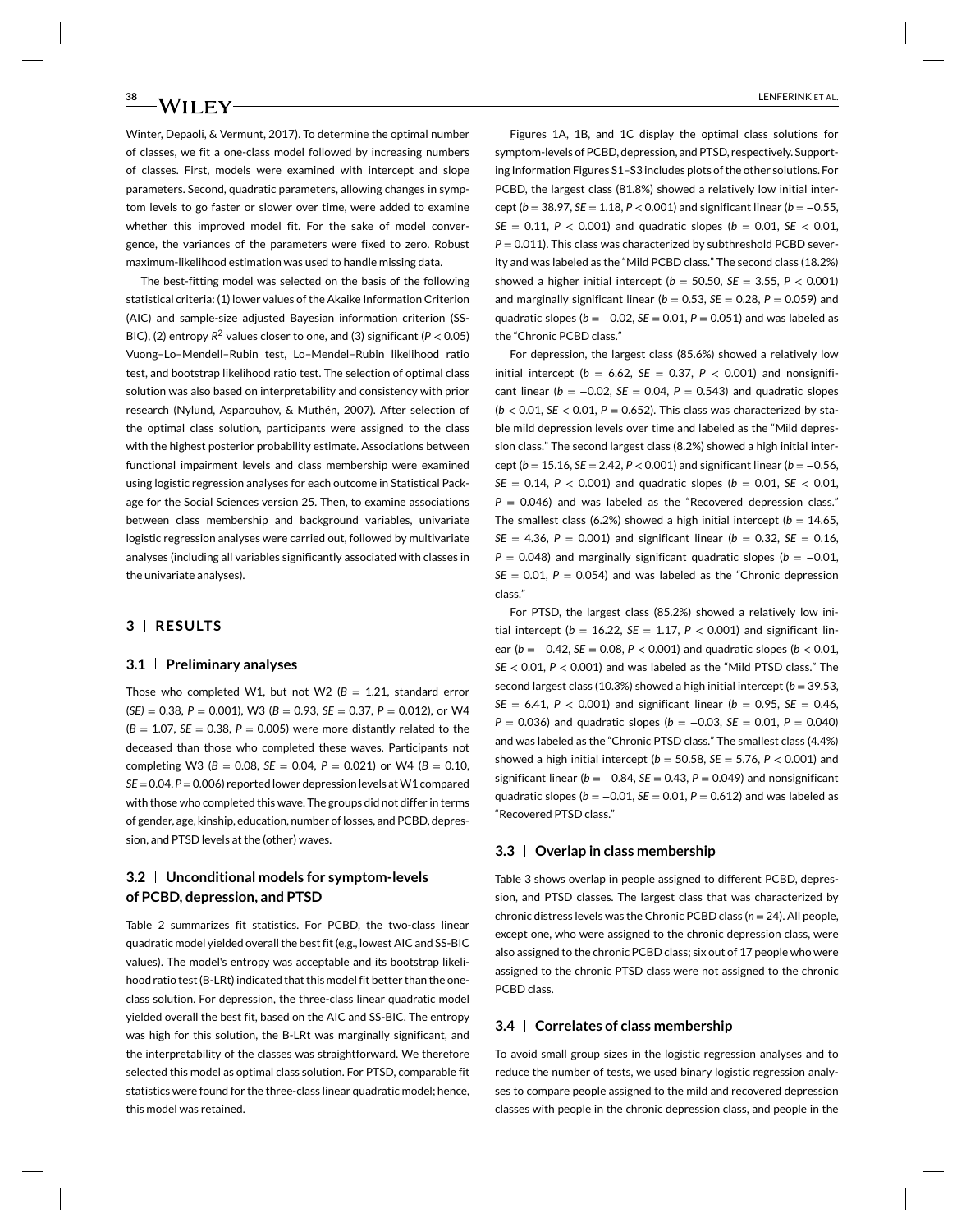Winter, Depaoli, & Vermunt, 2017). To determine the optimal number of classes, we fit a one-class model followed by increasing numbers of classes. First, models were examined with intercept and slope parameters. Second, quadratic parameters, allowing changes in symptom levels to go faster or slower over time, were added to examine whether this improved model fit. For the sake of model convergence, the variances of the parameters were fixed to zero. Robust maximum-likelihood estimation was used to handle missing data.

The best-fitting model was selected on the basis of the following statistical criteria: (1) lower values of the Akaike Information Criterion (AIC) and sample-size adjusted Bayesian information criterion (SS-BIC), (2) entropy $R^2$ values closer to one, and (3) significant ($P < 0.05$) Vuong–Lo–Mendell–Rubin test, Lo–Mendel–Rubin likelihood ratio test, and bootstrap likelihood ratio test. The selection of optimal class solution was also based on interpretability and consistency with prior research (Nylund, Asparouhov, & Muthén, 2007). After selection of the optimal class solution, participants were assigned to the class with the highest posterior probability estimate. Associations between functional impairment levels and class membership were examined using logistic regression analyses for each outcome in Statistical Package for the Social Sciences version 25. Then, to examine associations between class membership and background variables, univariate logistic regression analyses were carried out, followed by multivariate analyses (including all variables significantly associated with classes in the univariate analyses).

## 3 | RESULTS

### 3.1 | Preliminary analyses

Those who completed W1, but not W2 ($B = 1.21$, standard error $(SE) = 0.38$, $P = 0.001$), W3 ($B = 0.93$, $SE = 0.37$, $P = 0.012$), or W4 ($B = 1.07$, $SE = 0.38$, $P = 0.005$) were more distantly related to the deceased than those who completed these waves. Participants not completing W3 ($B = 0.08$, $SE = 0.04$, $P = 0.021$) or W4 ($B = 0.10$, $SE = 0.04$, $P = 0.006$) reported lower depression levels at W1 compared with those who completed this wave. The groups did not differ in terms of gender, age, kinship, education, number of losses, and PCBD, depression, and PTSD levels at the (other) waves.

### 3.2 | Unconditional models for symptom-levels of PCBD, depression, and PTSD

Table 2 summarizes fit statistics. For PCBD, the two-class linear quadratic model yielded overall the best fit (e.g., lowest AIC and SS-BIC values). The model's entropy was acceptable and its bootstrap likelihood ratio test (B-LRt) indicated that this model fit better than the one-class solution. For depression, the three-class linear quadratic model yielded overall the best fit, based on the AIC and SS-BIC. The entropy was high for this solution, the B-LRt was marginally significant, and the interpretability of the classes was straightforward. We therefore selected this model as optimal class solution. For PTSD, comparable fit statistics were found for the three-class linear quadratic model; hence, this model was retained.

Figures 1A, 1B, and 1C display the optimal class solutions for symptom-levels of PCBD, depression, and PTSD, respectively. Supporting Information Figures S1–S3 includes plots of the other solutions. For PCBD, the largest class (81.8%) showed a relatively low initial intercept ($b = 38.97$, $SE = 1.18$, $P < 0.001$) and significant linear ($b = -0.55$, $SE = 0.11$, $P < 0.001$) and quadratic slopes ($b = 0.01$, $SE < 0.01$, $P = 0.011$). This class was characterized by subthreshold PCBD severity and was labeled as the "Mild PCBD class." The second class (18.2%) showed a higher initial intercept ($b = 50.50$, $SE = 3.55$, $P < 0.001$) and marginally significant linear ($b = 0.53$, $SE = 0.28$, $P = 0.059$) and quadratic slopes ($b = -0.02$, $SE = 0.01$, $P = 0.051$) and was labeled as the "Chronic PCBD class."

For depression, the largest class (85.6%) showed a relatively low initial intercept ($b = 6.62$, $SE = 0.37$, $P < 0.001$) and nonsignificant linear ($b = -0.02$, $SE = 0.04$, $P = 0.543$) and quadratic slopes ($b < 0.01$, $SE < 0.01$, $P = 0.652$). This class was characterized by stable mild depression levels over time and labeled as the "Mild depression class." The second largest class (8.2%) showed a high initial intercept ($b = 15.16$, $SE = 2.42$, $P < 0.001$) and significant linear ($b = -0.56$, $SE = 0.14$, $P < 0.001$) and quadratic slopes ($b = 0.01$, $SE < 0.01$, $P = 0.046$) and was labeled as the "Recovered depression class." The smallest class (6.2%) showed a high initial intercept ($b = 14.65$, $SE = 4.36$, $P = 0.001$) and significant linear ($b = 0.32$, $SE = 0.16$, $P = 0.048$) and marginally significant quadratic slopes ($b = -0.01$, $SE = 0.01$, $P = 0.054$) and was labeled as the "Chronic depression class."

For PTSD, the largest class (85.2%) showed a relatively low initial intercept ($b = 16.22$, $SE = 1.17$, $P < 0.001$) and significant linear ($b = -0.42$, $SE = 0.08$, $P < 0.001$) and quadratic slopes ($b < 0.01$, $SE < 0.01$, $P < 0.001$) and was labeled as the "Mild PTSD class." The second largest class (10.3%) showed a high initial intercept ($b = 39.53$, $SE = 6.41$, $P < 0.001$) and significant linear ($b = 0.95$, $SE = 0.46$, $P = 0.036$) and quadratic slopes ($b = -0.03$, $SE = 0.01$, $P = 0.040$) and was labeled as the "Chronic PTSD class." The smallest class (4.4%) showed a high initial intercept ($b = 50.58$, $SE = 5.76$, $P < 0.001$) and significant linear ($b = -0.84$, $SE = 0.43$, $P = 0.049$) and nonsignificant quadratic slopes ($b = -0.01$, $SE = 0.01$, $P = 0.612$) and was labeled as "Recovered PTSD class."

### 3.3 | Overlap in class membership

Table 3 shows overlap in people assigned to different PCBD, depression, and PTSD classes. The largest class that was characterized by chronic distress levels was the Chronic PCBD class ($n = 24$). All people, except one, who were assigned to the chronic depression class, were also assigned to the chronic PCBD class; six out of 17 people who were assigned to the chronic PTSD class were not assigned to the chronic PCBD class.

### 3.4 | Correlates of class membership

To avoid small group sizes in the logistic regression analyses and to reduce the number of tests, we used binary logistic regression analyses to compare people assigned to the mild and recovered depression classes with people in the chronic depression class, and people in the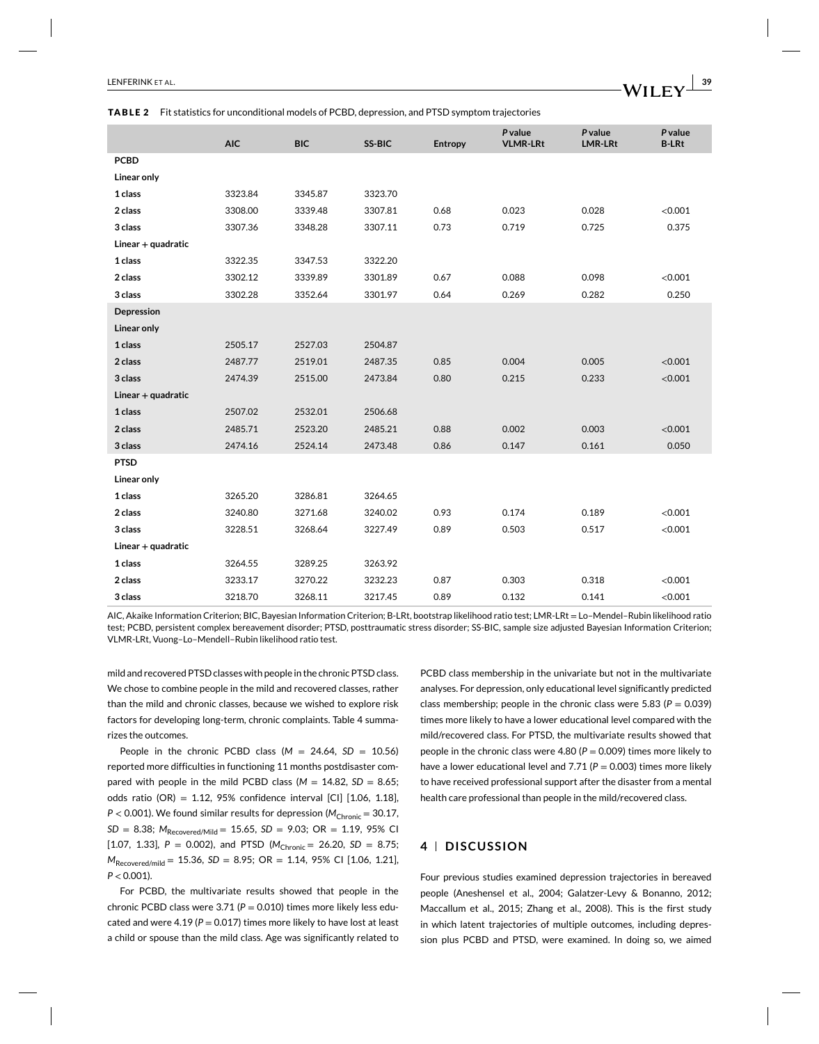**TABLE 2** Fit statistics for unconditional models of PCBD, depression, and PTSD symptom trajectories

| | AIC | BIC | SS-BIC | Entropy | *P* value VLMR-LRt | *P* value LMR-LRt | *P* value B-LRt |
|---|---|---|---|---|---|---|---|
| **PCBD** | | | | | | | |
| **Linear only** | | | | | | | |
| **1 class** | 3323.84 | 3345.87 | 3323.70 | | | | |
| **2 class** | 3308.00 | 3339.48 | 3307.81 | 0.68 | 0.023 | 0.028 | <0.001 |
| **3 class** | 3307.36 | 3348.28 | 3307.11 | 0.73 | 0.719 | 0.725 | 0.375 |
| **Linear + quadratic** | | | | | | | |
| **1 class** | 3322.35 | 3347.53 | 3322.20 | | | | |
| **2 class** | 3302.12 | 3339.89 | 3301.89 | 0.67 | 0.088 | 0.098 | <0.001 |
| **3 class** | 3302.28 | 3352.64 | 3301.97 | 0.64 | 0.269 | 0.282 | 0.250 |
| **Depression** | | | | | | | |
| **Linear only** | | | | | | | |
| **1 class** | 2505.17 | 2527.03 | 2504.87 | | | | |
| **2 class** | 2487.77 | 2519.01 | 2487.35 | 0.85 | 0.004 | 0.005 | <0.001 |
| **3 class** | 2474.39 | 2515.00 | 2473.84 | 0.80 | 0.215 | 0.233 | <0.001 |
| **Linear + quadratic** | | | | | | | |
| **1 class** | 2507.02 | 2532.01 | 2506.68 | | | | |
| **2 class** | 2485.71 | 2523.20 | 2485.21 | 0.88 | 0.002 | 0.003 | <0.001 |
| **3 class** | 2474.16 | 2524.14 | 2473.48 | 0.86 | 0.147 | 0.161 | 0.050 |
| **PTSD** | | | | | | | |
| **Linear only** | | | | | | | |
| **1 class** | 3265.20 | 3286.81 | 3264.65 | | | | |
| **2 class** | 3240.80 | 3271.68 | 3240.02 | 0.93 | 0.174 | 0.189 | <0.001 |
| **3 class** | 3228.51 | 3268.64 | 3227.49 | 0.89 | 0.503 | 0.517 | <0.001 |
| **Linear + quadratic** | | | | | | | |
| **1 class** | 3264.55 | 3289.25 | 3263.92 | | | | |
| **2 class** | 3233.17 | 3270.22 | 3232.23 | 0.87 | 0.303 | 0.318 | <0.001 |
| **3 class** | 3218.70 | 3268.11 | 3217.45 | 0.89 | 0.132 | 0.141 | <0.001 |

AIC, Akaike Information Criterion; BIC, Bayesian Information Criterion; B-LRt, bootstrap likelihood ratio test; LMR-LRt = Lo–Mendel–Rubin likelihood ratio test; PCBD, persistent complex bereavement disorder; PTSD, posttraumatic stress disorder; SS-BIC, sample size adjusted Bayesian Information Criterion; VLMR-LRt, Vuong–Lo–Mendell–Rubin likelihood ratio test.

mild and recovered PTSD classes with people in the chronic PTSD class. We chose to combine people in the mild and recovered classes, rather than the mild and chronic classes, because we wished to explore risk factors for developing long-term, chronic complaints. Table 4 summarizes the outcomes.

People in the chronic PCBD class ($M$ = 24.64, $SD$ = 10.56) reported more difficulties in functioning 11 months postdisaster compared with people in the mild PCBD class ($M$ = 14.82, $SD$ = 8.65; odds ratio (OR) = 1.12, 95% confidence interval [CI] [1.06, 1.18], $P$ < 0.001). We found similar results for depression ($M_{\text{Chronic}}$ = 30.17, $SD$ = 8.38; $M_{\text{Recovered/Mild}}$ = 15.65, $SD$ = 9.03; OR = 1.19, 95% CI [1.07, 1.33], $P$ = 0.002), and PTSD ($M_{\text{Chronic}}$ = 26.20, $SD$ = 8.75; $M_{\text{Recovered/mild}}$ = 15.36, $SD$ = 8.95; OR = 1.14, 95% CI [1.06, 1.21], $P$ < 0.001).

For PCBD, the multivariate results showed that people in the chronic PCBD class were 3.71 ($P$ = 0.010) times more likely less educated and were 4.19 ($P$ = 0.017) times more likely to have lost at least a child or spouse than the mild class. Age was significantly related to PCBD class membership in the univariate but not in the multivariate analyses. For depression, only educational level significantly predicted class membership; people in the chronic class were 5.83 ($P$ = 0.039) times more likely to have a lower educational level compared with the mild/recovered class. For PTSD, the multivariate results showed that people in the chronic class were 4.80 ($P$ = 0.009) times more likely to have a lower educational level and 7.71 ($P$ = 0.003) times more likely to have received professional support after the disaster from a mental health care professional than people in the mild/recovered class.

## 4 | DISCUSSION

Four previous studies examined depression trajectories in bereaved people (Aneshensel et al., 2004; Galatzer-Levy & Bonanno, 2012; Maccallum et al., 2015; Zhang et al., 2008). This is the first study in which latent trajectories of multiple outcomes, including depression plus PCBD and PTSD, were examined. In doing so, we aimed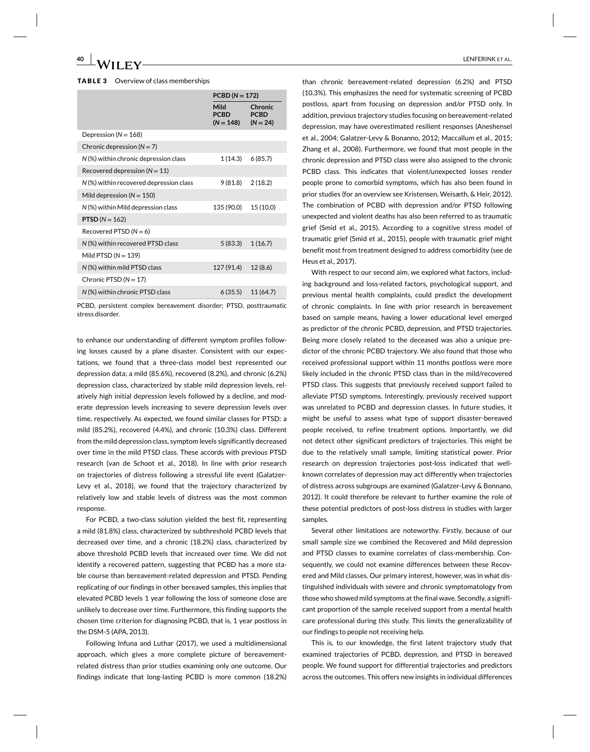**TABLE 3** Overview of class memberships

| | PCBD ($N = 172$) | |
|---|---|---|
| | Mild PCBD ($N = 148$) | Chronic PCBD ($N = 24$) |
| Depression ($N = 168$) | | |
| Chronic depression ($N = 7$) | | |
| $N$ (%) within chronic depression class | 1 (14.3) | 6 (85.7) |
| Recovered depression ($N = 11$) | | |
| $N$ (%) within recovered depression class | 9 (81.8) | 2 (18.2) |
| Mild depression ($N = 150$) | | |
| $N$ (%) within Mild depression class | 135 (90.0) | 15 (10.0) |
| **PTSD** ($N = 162$) | | |
| Recovered PTSD ($N = 6$) | | |
| $N$ (%) within recovered PTSD class | 5 (83.3) | 1 (16.7) |
| Mild PTSD ($N = 139$) | | |
| $N$ (%) within mild PTSD class | 127 (91.4) | 12 (8.6) |
| Chronic PTSD ($N = 17$) | | |
| $N$ (%) within chronic PTSD class | 6 (35.5) | 11 (64.7) |

PCBD, persistent complex bereavement disorder; PTSD, posttraumatic stress disorder.

to enhance our understanding of different symptom profiles following losses caused by a plane disaster. Consistent with our expectations, we found that a three-class model best represented our depression data; a mild (85.6%), recovered (8.2%), and chronic (6.2%) depression class, characterized by stable mild depression levels, relatively high initial depression levels followed by a decline, and moderate depression levels increasing to severe depression levels over time, respectively. As expected, we found similar classes for PTSD: a mild (85.2%), recovered (4.4%), and chronic (10.3%) class. Different from the mild depression class, symptom levels significantly decreased over time in the mild PTSD class. This accords with previous PTSD research (van de Schoot et al., 2018). In line with prior research on trajectories of distress following a stressful life event (Galatzer-Levy et al., 2018), we found that the trajectory characterized by relatively low and stable levels of distress was the most common response.

For PCBD, a two-class solution yielded the best fit, representing a mild (81.8%) class, characterized by subthreshold PCBD levels that decreased over time, and a chronic (18.2%) class, characterized by above threshold PCBD levels that increased over time. We did not identify a recovered pattern, suggesting that PCBD has a more stable course than bereavement-related depression and PTSD. Pending replicating of our findings in other bereaved samples, this implies that elevated PCBD levels 1 year following the loss of someone close are unlikely to decrease over time. Furthermore, this finding supports the chosen time criterion for diagnosing PCBD, that is, 1 year postloss in the DSM-5 (APA, 2013).

Following Infuna and Luthar (2017), we used a multidimensional approach, which gives a more complete picture of bereavement-related distress than prior studies examining only one outcome. Our findings indicate that long-lasting PCBD is more common (18.2%) than chronic bereavement-related depression (6.2%) and PTSD (10.3%). This emphasizes the need for systematic screening of PCBD postloss, apart from focusing on depression and/or PTSD only. In addition, previous trajectory studies focusing on bereavement-related depression, may have overestimated resilient responses (Aneshensel et al., 2004; Galatzer-Levy & Bonanno, 2012; Maccallum et al., 2015; Zhang et al., 2008). Furthermore, we found that most people in the chronic depression and PTSD class were also assigned to the chronic PCBD class. This indicates that violent/unexpected losses render people prone to comorbid symptoms, which has also been found in prior studies (for an overview see Kristensen, Weisæth, & Heir, 2012). The combination of PCBD with depression and/or PTSD following unexpected and violent deaths has also been referred to as traumatic grief (Smid et al., 2015). According to a cognitive stress model of traumatic grief (Smid et al., 2015), people with traumatic grief might benefit most from treatment designed to address comorbidity (see de Heus et al., 2017).

With respect to our second aim, we explored what factors, including background and loss-related factors, psychological support, and previous mental health complaints, could predict the development of chronic complaints. In line with prior research in bereavement based on sample means, having a lower educational level emerged as predictor of the chronic PCBD, depression, and PTSD trajectories. Being more closely related to the deceased was also a unique predictor of the chronic PCBD trajectory. We also found that those who received professional support within 11 months postloss were more likely included in the chronic PTSD class than in the mild/recovered PTSD class. This suggests that previously received support failed to alleviate PTSD symptoms. Interestingly, previously received support was unrelated to PCBD and depression classes. In future studies, it might be useful to assess what type of support disaster-bereaved people received, to refine treatment options. Importantly, we did not detect other significant predictors of trajectories. This might be due to the relatively small sample, limiting statistical power. Prior research on depression trajectories post-loss indicated that well-known correlates of depression may act differently when trajectories of distress across subgroups are examined (Galatzer-Levy & Bonnano, 2012). It could therefore be relevant to further examine the role of these potential predictors of post-loss distress in studies with larger samples.

Several other limitations are noteworthy. Firstly, because of our small sample size we combined the Recovered and Mild depression and PTSD classes to examine correlates of class-membership. Consequently, we could not examine differences between these Recovered and Mild classes. Our primary interest, however, was in what distinguished individuals with severe and chronic symptomatology from those who showed mild symptoms at the final wave. Secondly, a significant proportion of the sample received support from a mental health care professional during this study. This limits the generalizability of our findings to people not receiving help.

This is, to our knowledge, the first latent trajectory study that examined trajectories of PCBD, depression, and PTSD in bereaved people. We found support for differential trajectories and predictors across the outcomes. This offers new insights in individual differences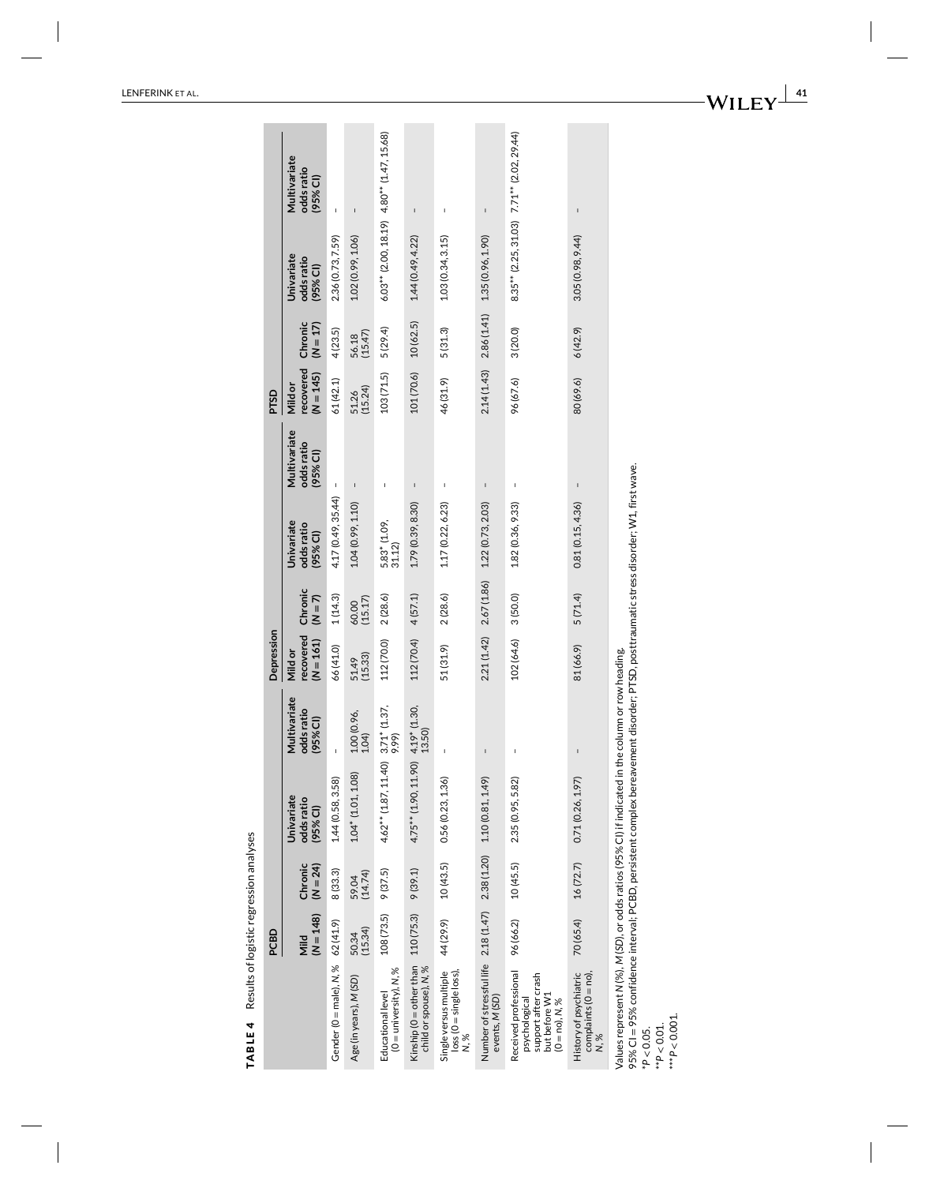**TABLE 4** Results of logistic regression analyses

| | PCBD | | | | Depression | | | | PTSD | | | |
|---|---|---|---|---|---|---|---|---|---|---|---|---|
| | Mild (N = 148) | Chronic (N = 24) | Univariate odds ratio (95% CI) | Multivariate odds ratio (95% CI) | Mild or recovered (N = 161) | Chronic (N = 7) | Univariate odds ratio (95% CI) | Multivariate odds ratio (95% CI) | Mild or recovered (N = 145) | Chronic (N = 17) | Univariate odds ratio (95% CI) | Multivariate odds ratio (95% CI) |
| Gender (0 = male), N, % | 62 (41.9) | 8 (33.3) | 1.44 (0.58, 3.58) | - | 66 (41.0) | 1 (14.3) | 4.17 (0.49, 35.44) | - | 61 (42.1) | 4 (23.5) | 2.36 (0.73, 7.59) | - |
| Age (in years), M (SD) | 50.34 (15.34) | 59.04 (14.74) | 1.04* (1.01, 1.08) | 1.00 (0.96, 1.04) | 51.49 (15.33) | 60.00 (15.17) | 1.04 (0.99, 1.10) | - | 51.26 (15.24) | 56.18 (15.47) | 1.02 (0.99, 1.06) | - |
| Educational level (0 = university), N, % | 108 (73.5) | 9 (37.5) | 4.62** (1.87, 11.40) | 3.71* (1.37, 9.99) | 112 (70.0) | 2 (28.6) | 5.83* (1.09, 31.12) | - | 103 (71.5) | 5 (29.4) | 6.03** (2.00, 18.19) | 4.80** (1.47, 15.68) |
| Kinship (0 = other than child or spouse), N, % | 110 (75.3) | 9 (39.1) | 4.75** (1.90, 11.90) | 4.19* (1.30, 13.50) | 112 (70.4) | 4 (57.1) | 1.79 (0.39, 8.30) | - | 101 (70.6) | 10 (62.5) | 1.44 (0.49, 4.22) | - |
| Single versus multiple loss (0 = single loss), N, % | 44 (29.9) | 10 (43.5) | 0.56 (0.23, 1.36) | - | 51 (31.9) | 2 (28.6) | 1.17 (0.22, 6.23) | - | 46 (31.9) | 5 (31.3) | 1.03 (0.34, 3.15) | - |
| Number of stressful life events, M (SD) | 2.18 (1.47) | 2.38 (1.20) | 1.10 (0.81, 1.49) | - | 2.21 (1.42) | 2.67 (1.86) | 1.22 (0.73, 2.03) | - | 2.14 (1.43) | 2.86 (1.41) | 1.35 (0.96, 1.90) | - |
| Received professional psychological support after crash but before W1 (0 = no), N, % | 96 (66.2) | 10 (45.5) | 2.35 (0.95, 5.82) | - | 102 (64.6) | 3 (50.0) | 1.82 (0.36, 9.33) | - | 96 (67.6) | 3 (20.0) | 8.35** (2.25, 31.03) | 7.71** (2.02, 29.44) |
| History of psychiatric complaints (0 = no), N, % | 70 (65.4) | 16 (72.7) | 0.71 (0.26, 1.97) | - | 81 (66.9) | 5 (71.4) | 0.81 (0.15, 4.36) | - | 80 (69.6) | 6 (42.9) | 3.05 (0.98, 9.44) | - |

Values represent N (%), M (SD), or odds ratios (95% CI) if indicated in the column or row heading.
95% CI = 95% confidence interval; PCBD, persistent complex bereavement disorder; PTSD, posttraumatic stress disorder; W1, first wave.
*$P < 0.05$.
**$P < 0.01$.
***$P < 0.001$.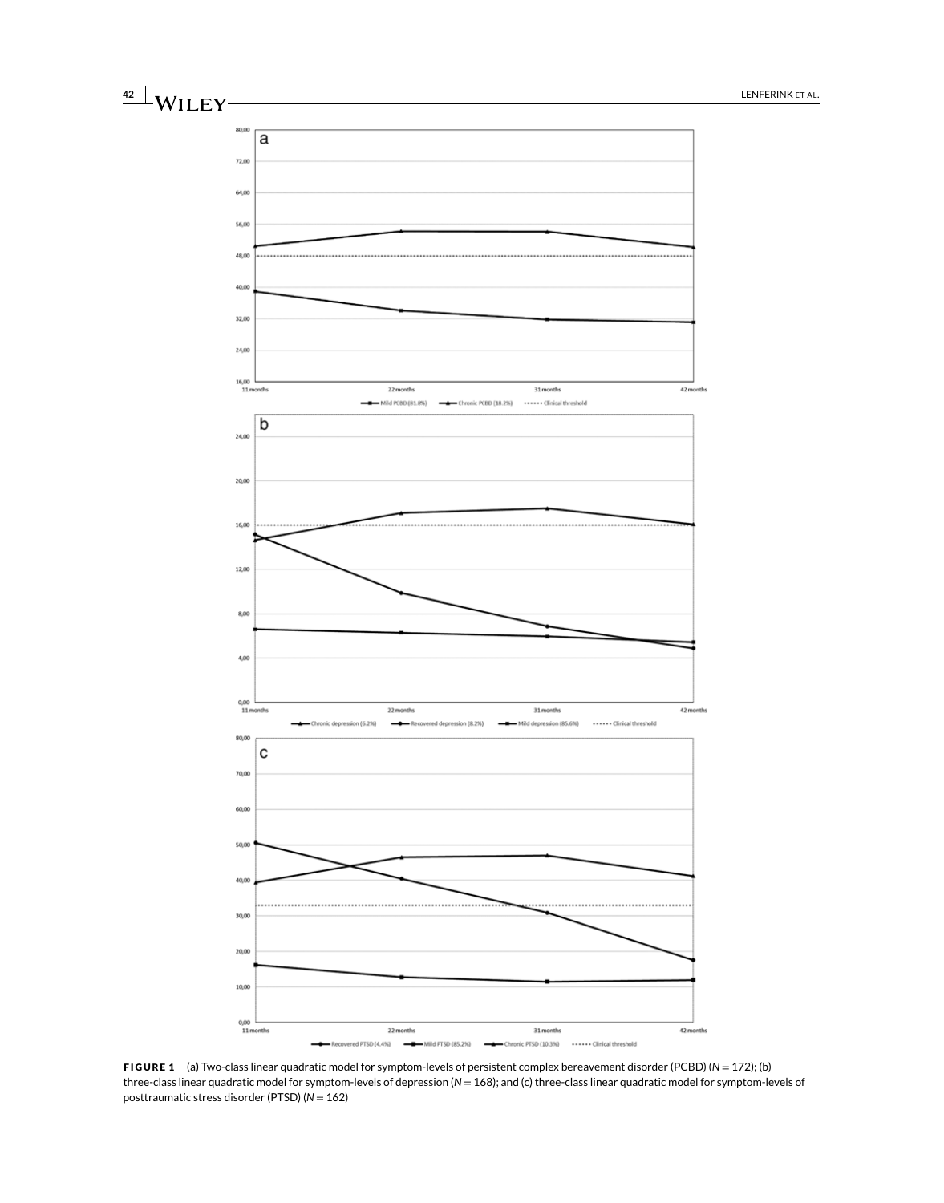**FIGURE 1** (a) Two-class linear quadratic model for symptom-levels of persistent complex bereavement disorder (PCBD) ($N = 172$); (b) three-class linear quadratic model for symptom-levels of depression ($N = 168$); and (c) three-class linear quadratic model for symptom-levels of posttraumatic stress disorder (PTSD) ($N = 162$)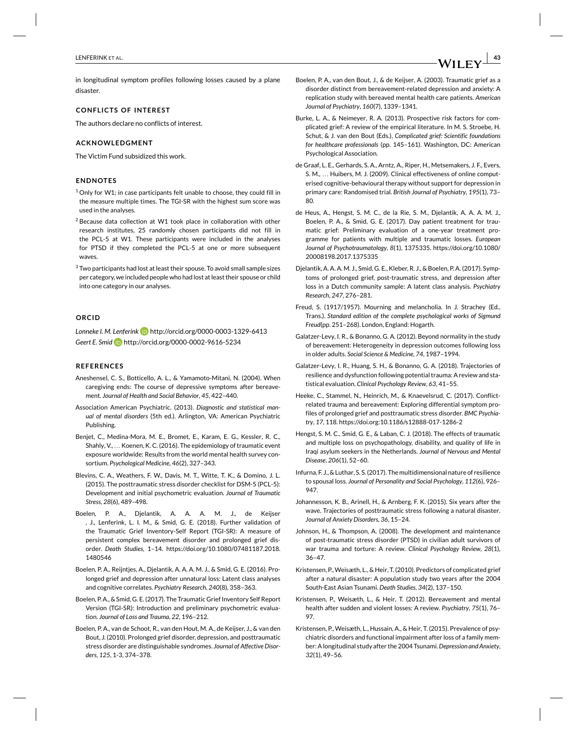in longitudinal symptom profiles following losses caused by a plane disaster.

## CONFLICTS OF INTEREST

The authors declare no conflicts of interest.

## ACKNOWLEDGMENT

The Victim Fund subsidized this work.

## ENDNOTES

[1] Only for W1; in case participants felt unable to choose, they could fill in the measure multiple times. The TGI-SR with the highest sum score was used in the analyses.

[2] Because data collection at W1 took place in collaboration with other research institutes, 25 randomly chosen participants did not fill in the PCL-5 at W1. These participants were included in the analyses for PTSD if they completed the PCL-5 at one or more subsequent waves.

[3] Two participants had lost at least their spouse. To avoid small sample sizes per category, we included people who had lost at least their spouse or child into one category in our analyses.

## ORCID

*Lonneke I. M. Lenferink* http://orcid.org/0000-0003-1329-6413
*Geert E. Smid* http://orcid.org/0000-0002-9616-5234

## REFERENCES

Aneshensel, C. S., Botticello, A. L., & Yamamoto-Mitani, N. (2004). When caregiving ends: The course of depressive symptoms after bereavement. *Journal of Health and Social Behavior*, *45*, 422–440.

Association American Psychiatric. (2013). *Diagnostic and statistical manual of mental disorders* (5th ed.). Arlington, VA: American Psychiatric Publishing.

Benjet, C., Medina-Mora, M. E., Bromet, E., Karam, E. G., Kessler, R. C., Shahly, V., … Koenen, K. C. (2016). The epidemiology of traumatic event exposure worldwide: Results from the world mental health survey consortium. *Psychological Medicine*, *46*(2), 327–343.

Blevins, C. A., Weathers, F. W., Davis, M. T., Witte, T. K., & Domino, J. L. (2015). The posttraumatic stress disorder checklist for DSM-5 (PCL-5): Development and initial psychometric evaluation. *Journal of Traumatic Stress*, *28*(6), 489–498.

Boelen, P. A., Djelantik, A. A. A. M. J., de Keijser , J., Lenferink, L. I. M., & Smid, G. E. (2018). Further validation of the Traumatic Grief Inventory-Self Report (TGI-SR): A measure of persistent complex bereavement disorder and prolonged grief disorder. *Death Studies*, 1–14. https://doi.org/10.1080/07481187.2018.1480546

Boelen, P. A., Reijntjes, A., Djelantik, A. A. A. M. J., & Smid, G. E. (2016). Prolonged grief and depression after unnatural loss: Latent class analyses and cognitive correlates. *Psychiatry Research*, *240*(8), 358–363.

Boelen, P. A., & Smid, G. E. (2017). The Traumatic Grief Inventory Self Report Version (TGI-SR): Introduction and preliminary psychometric evaluation. *Journal of Loss and Trauma*, *22*, 196–212.

Boelen, P. A., van de Schoot, R., van den Hout, M. A., de Keijser, J., & van den Bout, J. (2010). Prolonged grief disorder, depression, and posttraumatic stress disorder are distinguishable syndromes. *Journal of Affective Disorders*, *125*, 1-3, 374–378.

Boelen, P. A., van den Bout, J., & de Keijser, A. (2003). Traumatic grief as a disorder distinct from bereavement-related depression and anxiety: A replication study with bereaved mental health care patients. *American Journal of Psychiatry*, *160*(7), 1339–1341.

Burke, L. A., & Neimeyer, R. A. (2013). Prospective risk factors for complicated grief: A review of the empirical literature. In M. S. Stroebe, H. Schut, & J. van den Bout (Eds.), *Complicated grief: Scientific foundations for healthcare professionals* (pp. 145–161). Washington, DC: American Psychological Association.

de Graaf, L. E., Gerhards, S. A., Arntz, A., Riper, H., Metsemakers, J. F., Evers, S. M., … Huibers, M. J. (2009). Clinical effectiveness of online computerised cognitive-behavioural therapy without support for depression in primary care: Randomised trial. *British Journal of Psychiatry*, *195*(1), 73–80.

de Heus, A., Hengst, S. M. C., de la Rie, S. M., Djelantik, A. A. A. M. J., Boelen, P. A., & Smid, G. E. (2017). Day patient treatment for traumatic grief: Preliminary evaluation of a one-year treatment programme for patients with multiple and traumatic losses. *European Journal of Psychotraumatology*, *8*(1), 1375335. https://doi.org/10.1080/20008198.2017.1375335

Djelantik, A. A. A. M. J., Smid, G. E., Kleber, R. J., & Boelen, P. A. (2017). Symptoms of prolonged grief, post-traumatic stress, and depression after loss in a Dutch community sample: A latent class analysis. *Psychiatry Research*, *247*, 276–281.

Freud, S. (1917/1957). Mourning and melancholia. In J. Strachey (Ed., Trans.). *Standard edition of the complete psychological works of Sigmund Freud*(pp. 251–268). London, England: Hogarth.

Galatzer-Levy, I. R., & Bonanno, G. A. (2012). Beyond normality in the study of bereavement: Heterogeneity in depression outcomes following loss in older adults. *Social Science & Medicine*, *74*, 1987–1994.

Galatzer-Levy, I. R., Huang, S. H., & Bonanno, G. A. (2018). Trajectories of resilience and dysfunction following potential trauma: A review and statistical evaluation. *Clinical Psychology Review*, *63*, 41–55.

Heeke, C., Stammel, N., Heinrich, M., & Knaevelsrud, C. (2017). Conflict-related trauma and bereavement: Exploring differential symptom profiles of prolonged grief and posttraumatic stress disorder. *BMC Psychiatry*, *17*, 118. https://doi.org/10.1186/s12888-017-1286-2

Hengst, S. M. C., Smid, G. E., & Laban, C. J. (2018). The effects of traumatic and multiple loss on psychopathology, disability, and quality of life in Iraqi asylum seekers in the Netherlands. *Journal of Nervous and Mental Disease*, *206*(1), 52–60.

Infurna, F. J., & Luthar, S. S. (2017). The multidimensional nature of resilience to spousal loss. *Journal of Personality and Social Psychology*, *112*(6), 926–947.

Johannesson, K. B., Arinell, H., & Arnberg, F. K. (2015). Six years after the wave. Trajectories of posttraumatic stress following a natural disaster. *Journal of Anxiety Disorders*, *36*, 15–24.

Johnson, H., & Thompson, A. (2008). The development and maintenance of post-traumatic stress disorder (PTSD) in civilian adult survivors of war trauma and torture: A review. *Clinical Psychology Review*, *28*(1), 36–47.

Kristensen, P., Weisæth, L., & Heir, T. (2010). Predictors of complicated grief after a natural disaster: A population study two years after the 2004 South-East Asian Tsunami. *Death Studies*, *34*(2), 137–150.

Kristensen, P., Weisæth, L., & Heir, T. (2012). Bereavement and mental health after sudden and violent losses: A review. *Psychiatry*, *75*(1), 76–97.

Kristensen, P., Weisæth, L., Hussain, A., & Heir, T. (2015). Prevalence of psychiatric disorders and functional impairment after loss of a family member: A longitudinal study after the 2004 Tsunami. *Depression and Anxiety*, *32*(1), 49–56.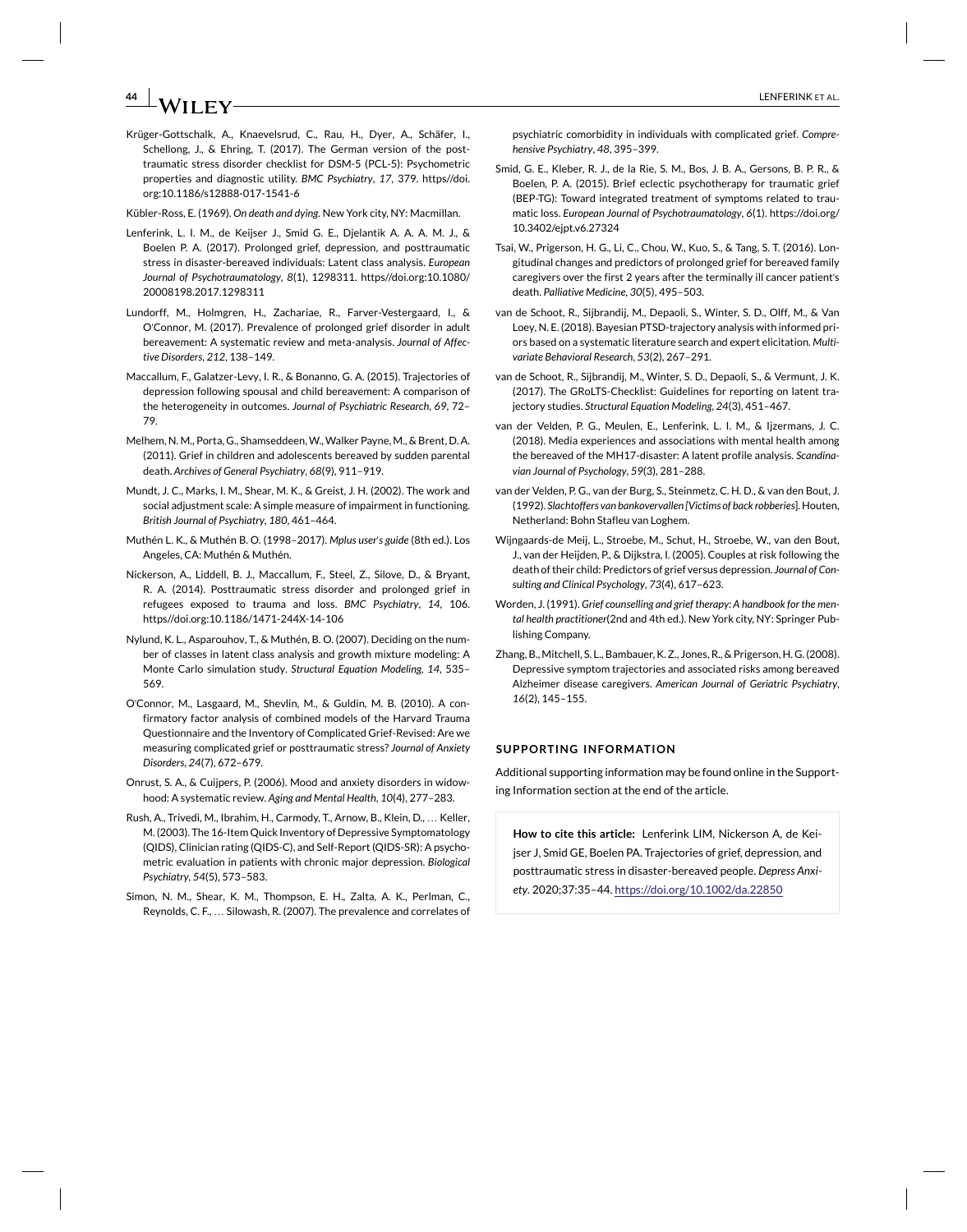Krüger-Gottschalk, A., Knaevelsrud, C., Rau, H., Dyer, A., Schäfer, I., Schellong, J., & Ehring, T. (2017). The German version of the posttraumatic stress disorder checklist for DSM-5 (PCL-5): Psychometric properties and diagnostic utility. *BMC Psychiatry*, *17*, 379. https//doi.org:10.1186/s12888-017-1541-6

Kübler-Ross, E. (1969). *On death and dying*. New York city, NY: Macmillan.

Lenferink, L. I. M., de Keijser J., Smid G. E., Djelantik A. A. M. J., & Boelen P. A. (2017). Prolonged grief, depression, and posttraumatic stress in disaster-bereaved individuals: Latent class analysis. *European Journal of Psychotraumatology*, *8*(1), 1298311. https//doi.org:10.1080/20008198.2017.1298311

Lundorff, M., Holmgren, H., Zachariae, R., Farver-Vestergaard, I., & O'Connor, M. (2017). Prevalence of prolonged grief disorder in adult bereavement: A systematic review and meta-analysis. *Journal of Affective Disorders*, *212*, 138–149.

Maccallum, F., Galatzer-Levy, I. R., & Bonanno, G. A. (2015). Trajectories of depression following spousal and child bereavement: A comparison of the heterogeneity in outcomes. *Journal of Psychiatric Research*, *69*, 72–79.

Melhem, N. M., Porta, G., Shamseddeen, W., Walker Payne, M., & Brent, D. A. (2011). Grief in children and adolescents bereaved by sudden parental death. *Archives of General Psychiatry*, *68*(9), 911–919.

Mundt, J. C., Marks, I. M., Shear, M. K., & Greist, J. H. (2002). The work and social adjustment scale: A simple measure of impairment in functioning. *British Journal of Psychiatry*, *180*, 461–464.

Muthén L. K., & Muthén B. O. (1998–2017). *Mplus user's guide* (8th ed.). Los Angeles, CA: Muthén & Muthén.

Nickerson, A., Liddell, B. J., Maccallum, F., Steel, Z., Silove, D., & Bryant, R. A. (2014). Posttraumatic stress disorder and prolonged grief in refugees exposed to trauma and loss. *BMC Psychiatry*, *14*, 106. https//doi.org:10.1186/1471-244X-14-106

Nylund, K. L., Asparouhov, T., & Muthén, B. O. (2007). Deciding on the number of classes in latent class analysis and growth mixture modeling: A Monte Carlo simulation study. *Structural Equation Modeling*, *14*, 535–569.

O'Connor, M., Lasgaard, M., Shevlin, M., & Guldin, M. B. (2010). A confirmatory factor analysis of combined models of the Harvard Trauma Questionnaire and the Inventory of Complicated Grief-Revised: Are we measuring complicated grief or posttraumatic stress? *Journal of Anxiety Disorders*, *24*(7), 672–679.

Onrust, S. A., & Cuijpers, P. (2006). Mood and anxiety disorders in widowhood: A systematic review. *Aging and Mental Health*, *10*(4), 277–283.

Rush, A., Trivedi, M., Ibrahim, H., Carmody, T., Arnow, B., Klein, D., … Keller, M. (2003). The 16-Item Quick Inventory of Depressive Symptomatology (QIDS), Clinician rating (QIDS-C), and Self-Report (QIDS-SR): A psychometric evaluation in patients with chronic major depression. *Biological Psychiatry*, *54*(5), 573–583.

Simon, N. M., Shear, K. M., Thompson, E. H., Zalta, A. K., Perlman, C., Reynolds, C. F., … Silowash, R. (2007). The prevalence and correlates of psychiatric comorbidity in individuals with complicated grief. *Comprehensive Psychiatry*, *48*, 395–399.

Smid, G. E., Kleber, R. J., de la Rie, S. M., Bos, J. B. A., Gersons, B. P. R., & Boelen, P. A. (2015). Brief eclectic psychotherapy for traumatic grief (BEP-TG): Toward integrated treatment of symptoms related to traumatic loss. *European Journal of Psychotraumatology*, *6*(1). https://doi.org/10.3402/ejpt.v6.27324

Tsai, W., Prigerson, H. G., Li, C., Chou, W., Kuo, S., & Tang, S. T. (2016). Longitudinal changes and predictors of prolonged grief for bereaved family caregivers over the first 2 years after the terminally ill cancer patient's death. *Palliative Medicine*, *30*(5), 495–503.

van de Schoot, R., Sijbrandij, M., Depaoli, S., Winter, S. D., Olff, M., & Van Loey, N. E. (2018). Bayesian PTSD-trajectory analysis with informed priors based on a systematic literature search and expert elicitation. *Multivariate Behavioral Research*, *53*(2), 267–291.

van de Schoot, R., Sijbrandij, M., Winter, S. D., Depaoli, S., & Vermunt, J. K. (2017). The GRoLTS-Checklist: Guidelines for reporting on latent trajectory studies. *Structural Equation Modeling*, *24*(3), 451–467.

van der Velden, P. G., Meulen, E., Lenferink, L. I. M., & Ijzermans, J. C. (2018). Media experiences and associations with mental health among the bereaved of the MH17-disaster: A latent profile analysis. *Scandinavian Journal of Psychology*, *59*(3), 281–288.

van der Velden, P. G., van der Burg, S., Steinmetz, C. H. D., & van den Bout, J. (1992). *Slachtoffers van bankovervallen [Victims of back robberies]*. Houten, Netherland: Bohn Stafleu van Loghem.

Wijngaards-de Meij, L., Stroebe, M., Schut, H., Stroebe, W., van den Bout, J., van der Heijden, P., & Dijkstra, I. (2005). Couples at risk following the death of their child: Predictors of grief versus depression. *Journal of Consulting and Clinical Psychology*, *73*(4), 617–623.

Worden, J. (1991). *Grief counselling and grief therapy: A handbook for the mental health practitioner*(2nd and 4th ed.). New York city, NY: Springer Publishing Company.

Zhang, B., Mitchell, S. L., Bambauer, K. Z., Jones, R., & Prigerson, H. G. (2008). Depressive symptom trajectories and associated risks among bereaved Alzheimer disease caregivers. *American Journal of Geriatric Psychiatry*, *16*(2), 145–155.

## SUPPORTING INFORMATION

Additional supporting information may be found online in the Supporting Information section at the end of the article.

**How to cite this article:** Lenferink LIM, Nickerson A, de Keijser J, Smid GE, Boelen PA. Trajectories of grief, depression, and posttraumatic stress in disaster-bereaved people. *Depress Anxiety*. 2020;37:35–44. https://doi.org/10.1002/da.22850